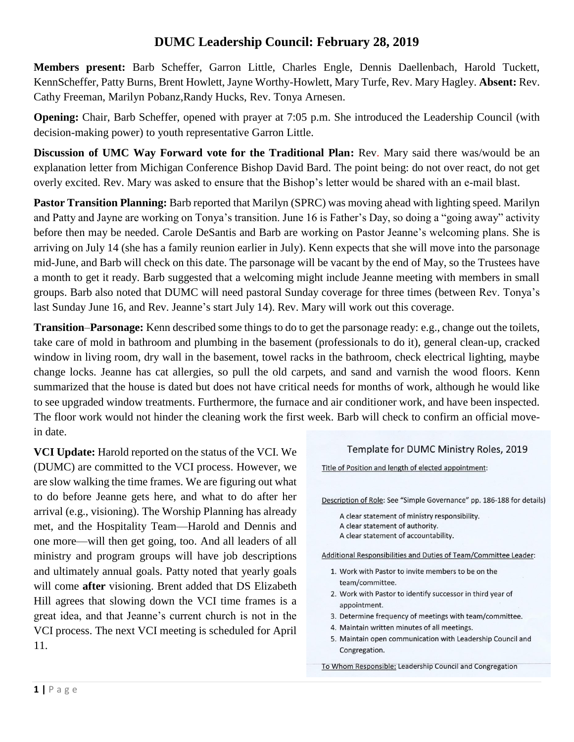# DUMC Leadership Council: February 28, 2019

**Members present:** Barb Scheffer, Garron Little, Charles Engle, Dennis Daellenbach, Harold Tuckett, KennScheffer, Patty Burns, Brent Howlett, Jayne Worthy-Howlett, Mary Turfe, Rev. Mary Hagley. **Absent:** Rev. Cathy Freeman, Marilyn Pobanz,Randy Hucks, Rev. Tonya Arnesen.

**Opening:** Chair, Barb Scheffer, opened with prayer at 7:05 p.m. She introduced the Leadership Council (with decision-making power) to youth representative Garron Little.

**Discussion of UMC Way Forward vote for the Traditional Plan:** Rev. Mary said there was/would be an explanation letter from Michigan Conference Bishop David Bard. The point being: do not over react, do not get overly excited. Rev. Mary was asked to ensure that the Bishop's letter would be shared with an e-mail blast.

**Pastor Transition Planning:** Barb reported that Marilyn (SPRC) was moving ahead with lighting speed. Marilyn and Patty and Jayne are working on Tonya's transition. June 16 is Father's Day, so doing a "going away" activity before then may be needed. Carole DeSantis and Barb are working on Pastor Jeanne's welcoming plans. She is arriving on July 14 (she has a family reunion earlier in July). Kenn expects that she will move into the parsonage mid-June, and Barb will check on this date. The parsonage will be vacant by the end of May, so the Trustees have a month to get it ready. Barb suggested that a welcoming might include Jeanne meeting with members in small groups. Barb also noted that DUMC will need pastoral Sunday coverage for three times (between Rev. Tonya's last Sunday June 16, and Rev. Jeanne's start July 14). Rev. Mary will work out this coverage.

**Transition–Parsonage:** Kenn described some things to do to get the parsonage ready: e.g., change out the toilets, take care of mold in bathroom and plumbing in the basement (professionals to do it), general clean-up, cracked window in living room, dry wall in the basement, towel racks in the bathroom, check electrical lighting, maybe change locks. Jeanne has cat allergies, so pull the old carpets, and sand and varnish the wood floors. Kenn summarized that the house is dated but does not have critical needs for months of work, although he would like to see upgraded window treatments. Furthermore, the furnace and air conditioner work, and have been inspected. The floor work would not hinder the cleaning work the first week. Barb will check to confirm an official move-in date.

**VCI Update:** Harold reported on the status of the VCI. We (DUMC) are committed to the VCI process. However, we are slow walking the time frames. We are figuring out what to do before Jeanne gets here, and what to do after her arrival (e.g., visioning). The Worship Planning has already met, and the Hospitality Team—Harold and Dennis and one more—will then get going, too. And all leaders of all ministry and program groups will have job descriptions and ultimately annual goals. Patty noted that yearly goals will come **after** visioning. Brent added that DS Elizabeth Hill agrees that slowing down the VCI time frames is a great idea, and that Jeanne's current church is not in the VCI process. The next VCI meeting is scheduled for April 11.

## Template for DUMC Ministry Roles, 2019

Title of Position and length of elected appointment:

Description of Role: See "Simple Governance" pp. 186-188 for details)

A clear statement of ministry responsibility.
A clear statement of authority.
A clear statement of accountability.

Additional Responsibilities and Duties of Team/Committee Leader:

1. Work with Pastor to invite members to be on the team/committee.
2. Work with Pastor to identify successor in third year of appointment.
3. Determine frequency of meetings with team/committee.
4. Maintain written minutes of all meetings.
5. Maintain open communication with Leadership Council and Congregation.

To Whom Responsible: Leadership Council and Congregation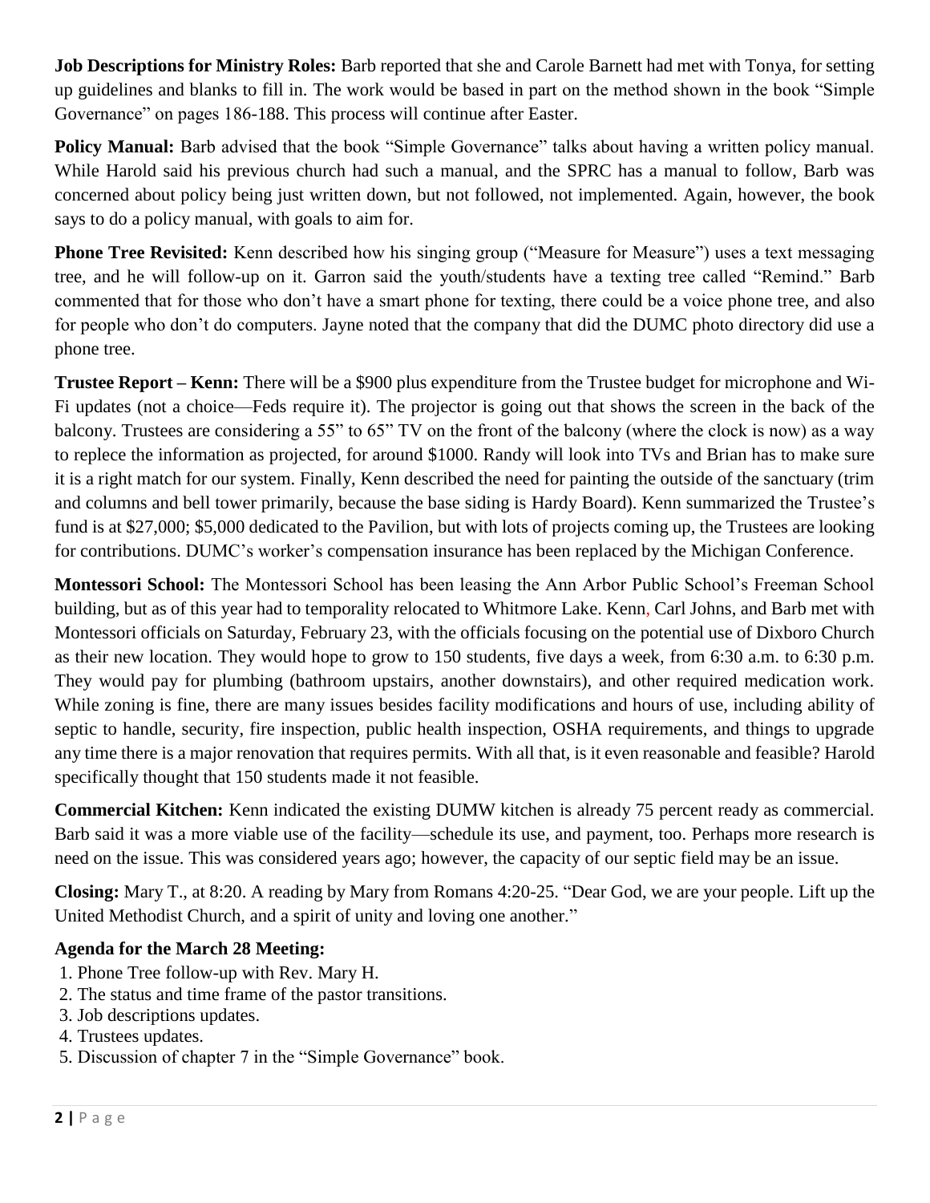**Job Descriptions for Ministry Roles:** Barb reported that she and Carole Barnett had met with Tonya, for setting up guidelines and blanks to fill in. The work would be based in part on the method shown in the book "Simple Governance" on pages 186-188. This process will continue after Easter.

**Policy Manual:** Barb advised that the book "Simple Governance" talks about having a written policy manual. While Harold said his previous church had such a manual, and the SPRC has a manual to follow, Barb was concerned about policy being just written down, but not followed, not implemented. Again, however, the book says to do a policy manual, with goals to aim for.

**Phone Tree Revisited:** Kenn described how his singing group ("Measure for Measure") uses a text messaging tree, and he will follow-up on it. Garron said the youth/students have a texting tree called "Remind." Barb commented that for those who don't have a smart phone for texting, there could be a voice phone tree, and also for people who don't do computers. Jayne noted that the company that did the DUMC photo directory did use a phone tree.

**Trustee Report – Kenn:** There will be a $900 plus expenditure from the Trustee budget for microphone and Wi-Fi updates (not a choice—Feds require it). The projector is going out that shows the screen in the back of the balcony. Trustees are considering a 55" to 65" TV on the front of the balcony (where the clock is now) as a way to replece the information as projected, for around $1000. Randy will look into TVs and Brian has to make sure it is a right match for our system. Finally, Kenn described the need for painting the outside of the sanctuary (trim and columns and bell tower primarily, because the base siding is Hardy Board). Kenn summarized the Trustee's fund is at $27,000; $5,000 dedicated to the Pavilion, but with lots of projects coming up, the Trustees are looking for contributions. DUMC's worker's compensation insurance has been replaced by the Michigan Conference.

**Montessori School:** The Montessori School has been leasing the Ann Arbor Public School's Freeman School building, but as of this year had to temporality relocated to Whitmore Lake. Kenn, Carl Johns, and Barb met with Montessori officials on Saturday, February 23, with the officials focusing on the potential use of Dixboro Church as their new location. They would hope to grow to 150 students, five days a week, from 6:30 a.m. to 6:30 p.m. They would pay for plumbing (bathroom upstairs, another downstairs), and other required medication work. While zoning is fine, there are many issues besides facility modifications and hours of use, including ability of septic to handle, security, fire inspection, public health inspection, OSHA requirements, and things to upgrade any time there is a major renovation that requires permits. With all that, is it even reasonable and feasible? Harold specifically thought that 150 students made it not feasible.

**Commercial Kitchen:** Kenn indicated the existing DUMW kitchen is already 75 percent ready as commercial. Barb said it was a more viable use of the facility—schedule its use, and payment, too. Perhaps more research is need on the issue. This was considered years ago; however, the capacity of our septic field may be an issue.

**Closing:** Mary T., at 8:20. A reading by Mary from Romans 4:20-25. "Dear God, we are your people. Lift up the United Methodist Church, and a spirit of unity and loving one another."

### Agenda for the March 28 Meeting:

1. Phone Tree follow-up with Rev. Mary H.
2. The status and time frame of the pastor transitions.
3. Job descriptions updates.
4. Trustees updates.
5. Discussion of chapter 7 in the "Simple Governance" book.